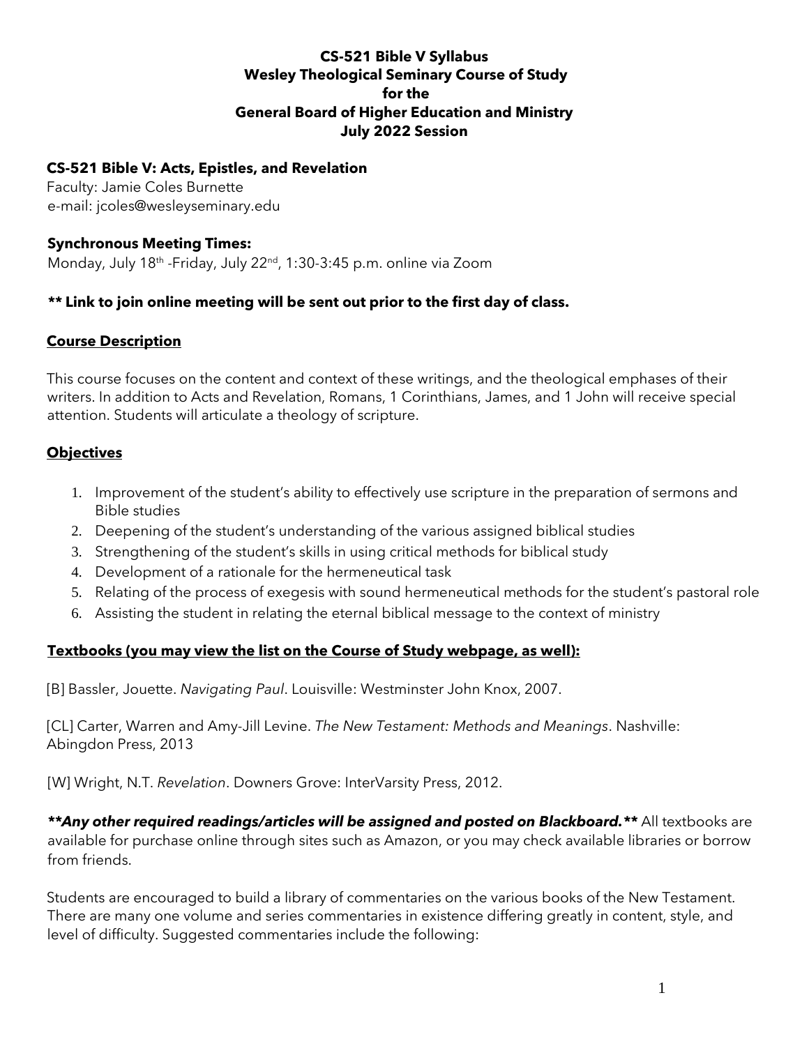**CS-521 Bible V Syllabus**
**Wesley Theological Seminary Course of Study**
**for the**
**General Board of Higher Education and Ministry**
**July 2022 Session**

**CS-521 Bible V: Acts, Epistles, and Revelation**
Faculty: Jamie Coles Burnette
e-mail: jcoles@wesleyseminary.edu

**Synchronous Meeting Times:**
Monday, July 18th -Friday, July 22nd, 1:30-3:45 p.m. online via Zoom

**\*\* Link to join online meeting will be sent out prior to the first day of class.**

## Course Description

This course focuses on the content and context of these writings, and the theological emphases of their writers. In addition to Acts and Revelation, Romans, 1 Corinthians, James, and 1 John will receive special attention. Students will articulate a theology of scripture.

## Objectives

1. Improvement of the student's ability to effectively use scripture in the preparation of sermons and Bible studies
2. Deepening of the student's understanding of the various assigned biblical studies
3. Strengthening of the student's skills in using critical methods for biblical study
4. Development of a rationale for the hermeneutical task
5. Relating of the process of exegesis with sound hermeneutical methods for the student's pastoral role
6. Assisting the student in relating the eternal biblical message to the context of ministry

## Textbooks (you may view the list on the Course of Study webpage, as well):

[B] Bassler, Jouette. *Navigating Paul*. Louisville: Westminster John Knox, 2007.

[CL] Carter, Warren and Amy-Jill Levine. *The New Testament: Methods and Meanings*. Nashville: Abingdon Press, 2013

[W] Wright, N.T. *Revelation*. Downers Grove: InterVarsity Press, 2012.

***\*\*Any other required readings/articles will be assigned and posted on Blackboard.\*\**** All textbooks are available for purchase online through sites such as Amazon, or you may check available libraries or borrow from friends.

Students are encouraged to build a library of commentaries on the various books of the New Testament. There are many one volume and series commentaries in existence differing greatly in content, style, and level of difficulty. Suggested commentaries include the following: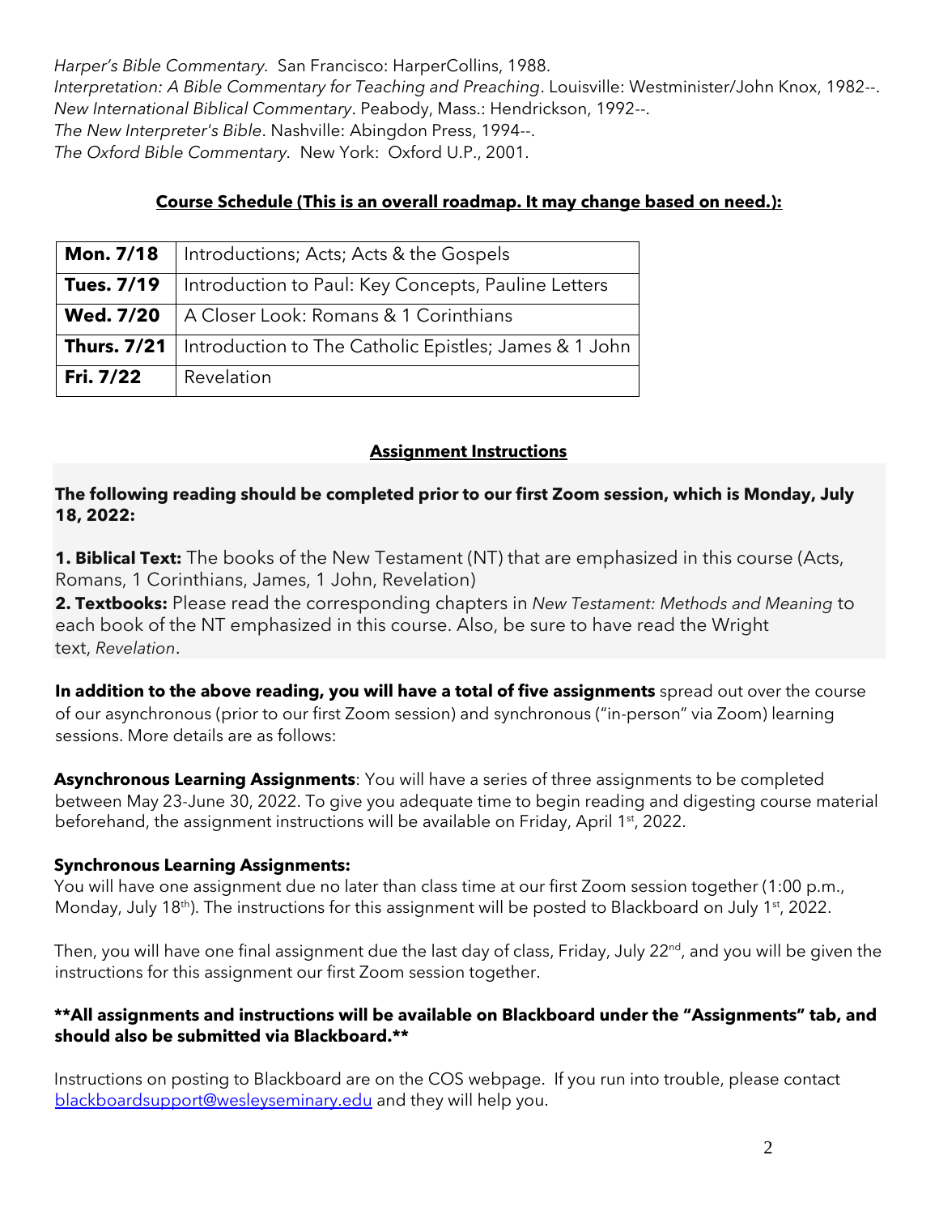*Harper's Bible Commentary*. San Francisco: HarperCollins, 1988.
*Interpretation: A Bible Commentary for Teaching and Preaching*. Louisville: Westminister/John Knox, 1982--.
*New International Biblical Commentary*. Peabody, Mass.: Hendrickson, 1992--.
*The New Interpreter's Bible*. Nashville: Abingdon Press, 1994--.
*The Oxford Bible Commentary*. New York: Oxford U.P., 2001.

**Course Schedule (This is an overall roadmap. It may change based on need.):**

| | |
|---|---|
| **Mon. 7/18** | Introductions; Acts; Acts & the Gospels |
| **Tues. 7/19** | Introduction to Paul: Key Concepts, Pauline Letters |
| **Wed. 7/20** | A Closer Look: Romans & 1 Corinthians |
| **Thurs. 7/21** | Introduction to The Catholic Epistles; James & 1 John |
| **Fri. 7/22** | Revelation |

**Assignment Instructions**

**The following reading should be completed prior to our first Zoom session, which is Monday, July 18, 2022:**

**1. Biblical Text:** The books of the New Testament (NT) that are emphasized in this course (Acts, Romans, 1 Corinthians, James, 1 John, Revelation)
**2. Textbooks:** Please read the corresponding chapters in *New Testament: Methods and Meaning* to each book of the NT emphasized in this course. Also, be sure to have read the Wright text, *Revelation*.

**In addition to the above reading, you will have a total of five assignments** spread out over the course of our asynchronous (prior to our first Zoom session) and synchronous ("in-person" via Zoom) learning sessions. More details are as follows:

**Asynchronous Learning Assignments**: You will have a series of three assignments to be completed between May 23-June 30, 2022. To give you adequate time to begin reading and digesting course material beforehand, the assignment instructions will be available on Friday, April 1st, 2022.

**Synchronous Learning Assignments:**
You will have one assignment due no later than class time at our first Zoom session together (1:00 p.m., Monday, July 18th). The instructions for this assignment will be posted to Blackboard on July 1st, 2022.

Then, you will have one final assignment due the last day of class, Friday, July 22nd, and you will be given the instructions for this assignment our first Zoom session together.

**\*\*All assignments and instructions will be available on Blackboard under the "Assignments" tab, and should also be submitted via Blackboard.\*\***

Instructions on posting to Blackboard are on the COS webpage. If you run into trouble, please contact blackboardsupport@wesleyseminary.edu and they will help you.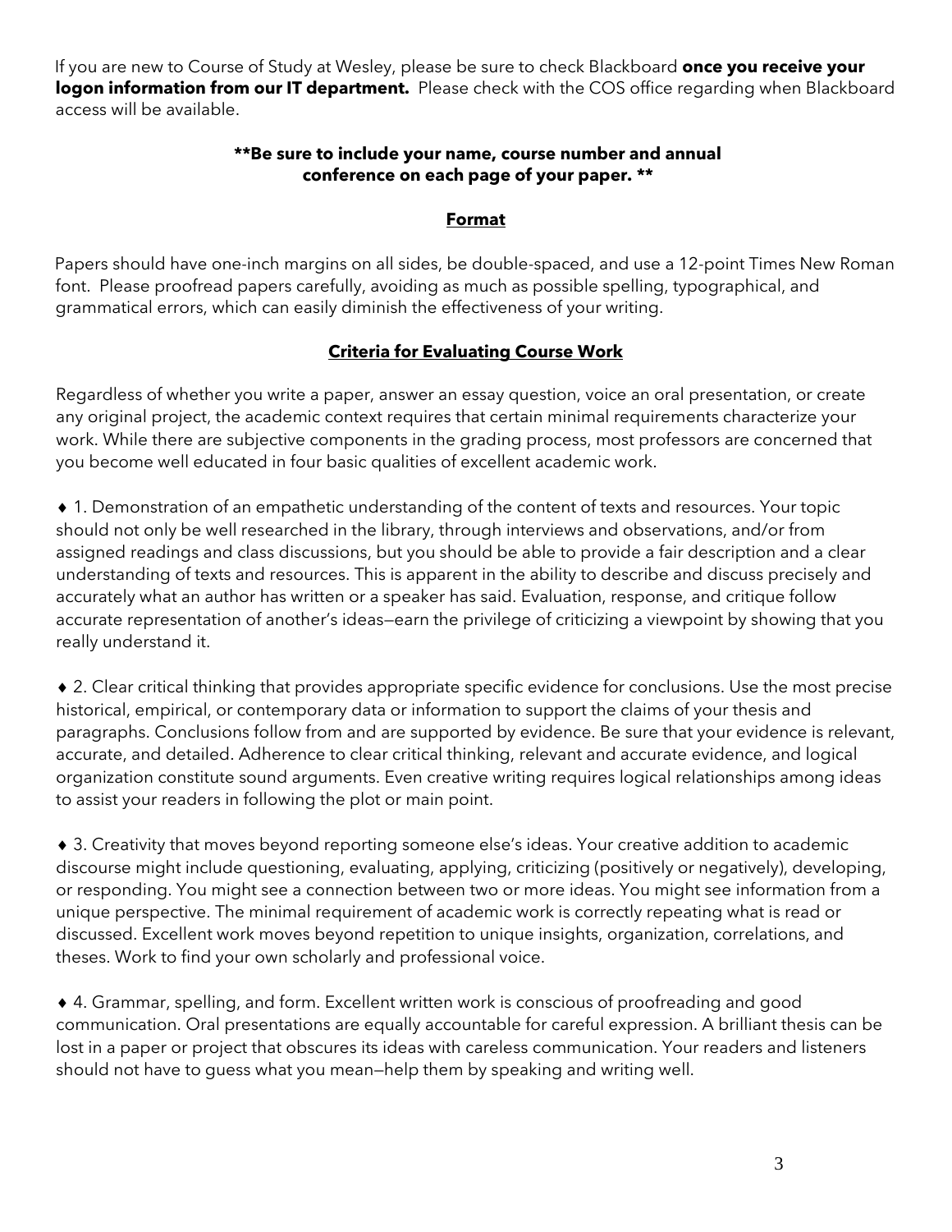If you are new to Course of Study at Wesley, please be sure to check Blackboard **once you receive your logon information from our IT department.** Please check with the COS office regarding when Blackboard access will be available.

**\*\*Be sure to include your name, course number and annual conference on each page of your paper. \*\***

## Format

Papers should have one-inch margins on all sides, be double-spaced, and use a 12-point Times New Roman font. Please proofread papers carefully, avoiding as much as possible spelling, typographical, and grammatical errors, which can easily diminish the effectiveness of your writing.

## Criteria for Evaluating Course Work

Regardless of whether you write a paper, answer an essay question, voice an oral presentation, or create any original project, the academic context requires that certain minimal requirements characterize your work. While there are subjective components in the grading process, most professors are concerned that you become well educated in four basic qualities of excellent academic work.

♦ 1. Demonstration of an empathetic understanding of the content of texts and resources. Your topic should not only be well researched in the library, through interviews and observations, and/or from assigned readings and class discussions, but you should be able to provide a fair description and a clear understanding of texts and resources. This is apparent in the ability to describe and discuss precisely and accurately what an author has written or a speaker has said. Evaluation, response, and critique follow accurate representation of another's ideas—earn the privilege of criticizing a viewpoint by showing that you really understand it.

♦ 2. Clear critical thinking that provides appropriate specific evidence for conclusions. Use the most precise historical, empirical, or contemporary data or information to support the claims of your thesis and paragraphs. Conclusions follow from and are supported by evidence. Be sure that your evidence is relevant, accurate, and detailed. Adherence to clear critical thinking, relevant and accurate evidence, and logical organization constitute sound arguments. Even creative writing requires logical relationships among ideas to assist your readers in following the plot or main point.

♦ 3. Creativity that moves beyond reporting someone else's ideas. Your creative addition to academic discourse might include questioning, evaluating, applying, criticizing (positively or negatively), developing, or responding. You might see a connection between two or more ideas. You might see information from a unique perspective. The minimal requirement of academic work is correctly repeating what is read or discussed. Excellent work moves beyond repetition to unique insights, organization, correlations, and theses. Work to find your own scholarly and professional voice.

♦ 4. Grammar, spelling, and form. Excellent written work is conscious of proofreading and good communication. Oral presentations are equally accountable for careful expression. A brilliant thesis can be lost in a paper or project that obscures its ideas with careless communication. Your readers and listeners should not have to guess what you mean—help them by speaking and writing well.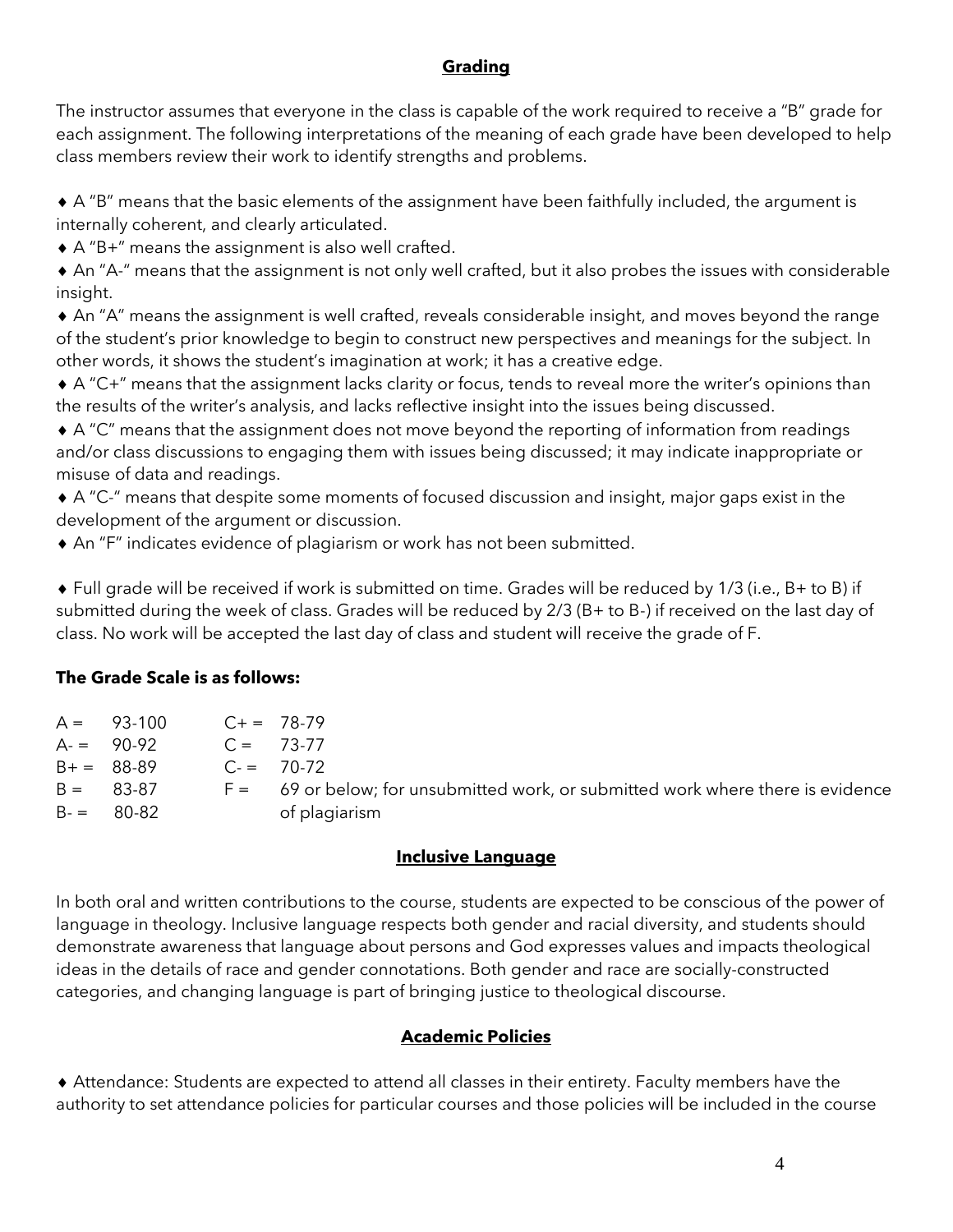## Grading

The instructor assumes that everyone in the class is capable of the work required to receive a "B" grade for each assignment. The following interpretations of the meaning of each grade have been developed to help class members review their work to identify strengths and problems.

♦ A "B" means that the basic elements of the assignment have been faithfully included, the argument is internally coherent, and clearly articulated.

♦ A "B+" means the assignment is also well crafted.

♦ An "A-" means that the assignment is not only well crafted, but it also probes the issues with considerable insight.

♦ An "A" means the assignment is well crafted, reveals considerable insight, and moves beyond the range of the student's prior knowledge to begin to construct new perspectives and meanings for the subject. In other words, it shows the student's imagination at work; it has a creative edge.

♦ A "C+" means that the assignment lacks clarity or focus, tends to reveal more the writer's opinions than the results of the writer's analysis, and lacks reflective insight into the issues being discussed.

♦ A "C" means that the assignment does not move beyond the reporting of information from readings and/or class discussions to engaging them with issues being discussed; it may indicate inappropriate or misuse of data and readings.

♦ A "C-" means that despite some moments of focused discussion and insight, major gaps exist in the development of the argument or discussion.

♦ An "F" indicates evidence of plagiarism or work has not been submitted.

♦ Full grade will be received if work is submitted on time. Grades will be reduced by 1/3 (i.e., B+ to B) if submitted during the week of class. Grades will be reduced by 2/3 (B+ to B-) if received on the last day of class. No work will be accepted the last day of class and student will receive the grade of F.

**The Grade Scale is as follows:**

| | | | |
|---|---|---|---|
| A = | 93-100 | C+ = | 78-79 |
| A- = | 90-92 | C = | 73-77 |
| B+ = | 88-89 | C- = | 70-72 |
| B = | 83-87 | F = | 69 or below; for unsubmitted work, or submitted work where there is evidence of plagiarism |
| B- = | 80-82 | | |

## Inclusive Language

In both oral and written contributions to the course, students are expected to be conscious of the power of language in theology. Inclusive language respects both gender and racial diversity, and students should demonstrate awareness that language about persons and God expresses values and impacts theological ideas in the details of race and gender connotations. Both gender and race are socially-constructed categories, and changing language is part of bringing justice to theological discourse.

## Academic Policies

♦ Attendance: Students are expected to attend all classes in their entirety. Faculty members have the authority to set attendance policies for particular courses and those policies will be included in the course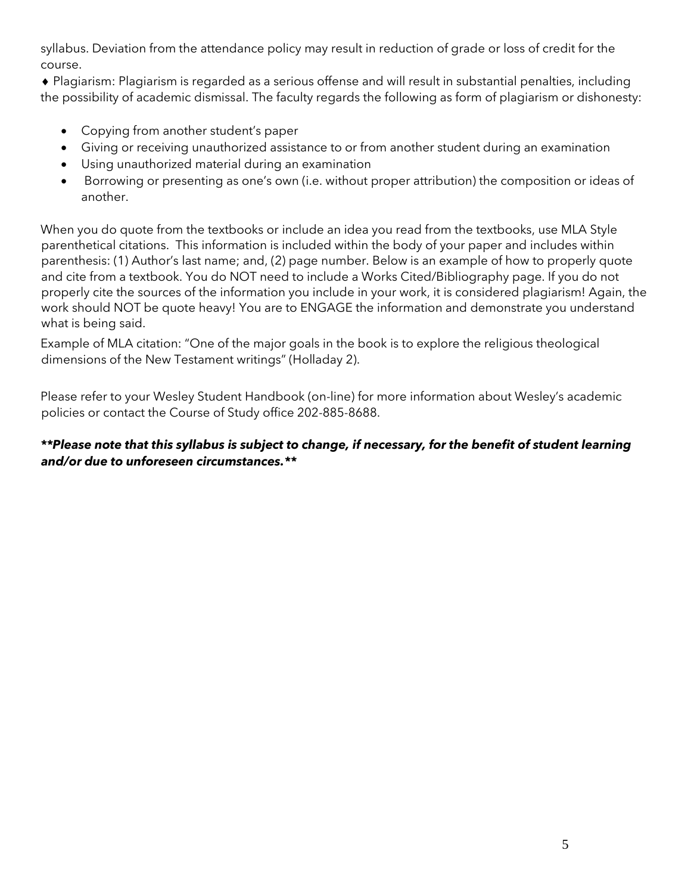syllabus. Deviation from the attendance policy may result in reduction of grade or loss of credit for the course.

♦ Plagiarism: Plagiarism is regarded as a serious offense and will result in substantial penalties, including the possibility of academic dismissal. The faculty regards the following as form of plagiarism or dishonesty:

- Copying from another student's paper
- Giving or receiving unauthorized assistance to or from another student during an examination
- Using unauthorized material during an examination
- Borrowing or presenting as one's own (i.e. without proper attribution) the composition or ideas of another.

When you do quote from the textbooks or include an idea you read from the textbooks, use MLA Style parenthetical citations. This information is included within the body of your paper and includes within parenthesis: (1) Author's last name; and, (2) page number. Below is an example of how to properly quote and cite from a textbook. You do NOT need to include a Works Cited/Bibliography page. If you do not properly cite the sources of the information you include in your work, it is considered plagiarism! Again, the work should NOT be quote heavy! You are to ENGAGE the information and demonstrate you understand what is being said.

Example of MLA citation: "One of the major goals in the book is to explore the religious theological dimensions of the New Testament writings" (Holladay 2).

Please refer to your Wesley Student Handbook (on-line) for more information about Wesley's academic policies or contact the Course of Study office 202-885-8688.

***\*\*Please note that this syllabus is subject to change, if necessary, for the benefit of student learning and/or due to unforeseen circumstances.\*\****